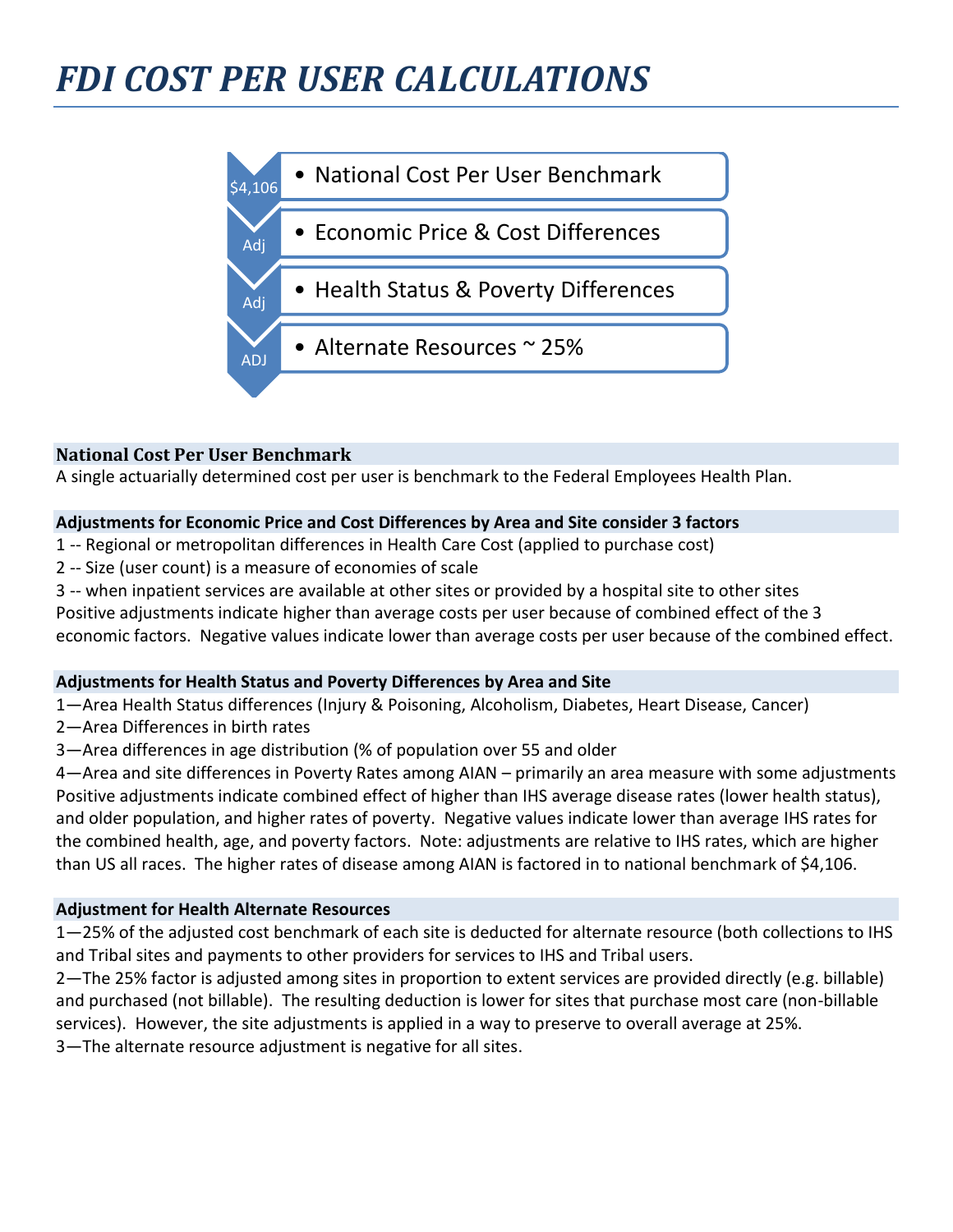# *FDI COST PER USER CALCULATIONS*

| | |
|---|---|
| $4,106 | • National Cost Per User Benchmark |
| Adj | • Economic Price & Cost Differences |
| Adj | • Health Status & Poverty Differences |
| ADJ | • Alternate Resources ~ 25% |

### National Cost Per User Benchmark

A single actuarially determined cost per user is benchmark to the Federal Employees Health Plan.

### Adjustments for Economic Price and Cost Differences by Area and Site consider 3 factors

1 -- Regional or metropolitan differences in Health Care Cost (applied to purchase cost)
2 -- Size (user count) is a measure of economies of scale
3 -- when inpatient services are available at other sites or provided by a hospital site to other sites
Positive adjustments indicate higher than average costs per user because of combined effect of the 3 economic factors. Negative values indicate lower than average costs per user because of the combined effect.

### Adjustments for Health Status and Poverty Differences by Area and Site

1—Area Health Status differences (Injury & Poisoning, Alcoholism, Diabetes, Heart Disease, Cancer)
2—Area Differences in birth rates
3—Area differences in age distribution (% of population over 55 and older
4—Area and site differences in Poverty Rates among AIAN – primarily an area measure with some adjustments
Positive adjustments indicate combined effect of higher than IHS average disease rates (lower health status), and older population, and higher rates of poverty. Negative values indicate lower than average IHS rates for the combined health, age, and poverty factors. Note: adjustments are relative to IHS rates, which are higher than US all races. The higher rates of disease among AIAN is factored in to national benchmark of $4,106.

### Adjustment for Health Alternate Resources

1—25% of the adjusted cost benchmark of each site is deducted for alternate resource (both collections to IHS and Tribal sites and payments to other providers for services to IHS and Tribal users.
2—The 25% factor is adjusted among sites in proportion to extent services are provided directly (e.g. billable) and purchased (not billable). The resulting deduction is lower for sites that purchase most care (non-billable services). However, the site adjustments is applied in a way to preserve to overall average at 25%.
3—The alternate resource adjustment is negative for all sites.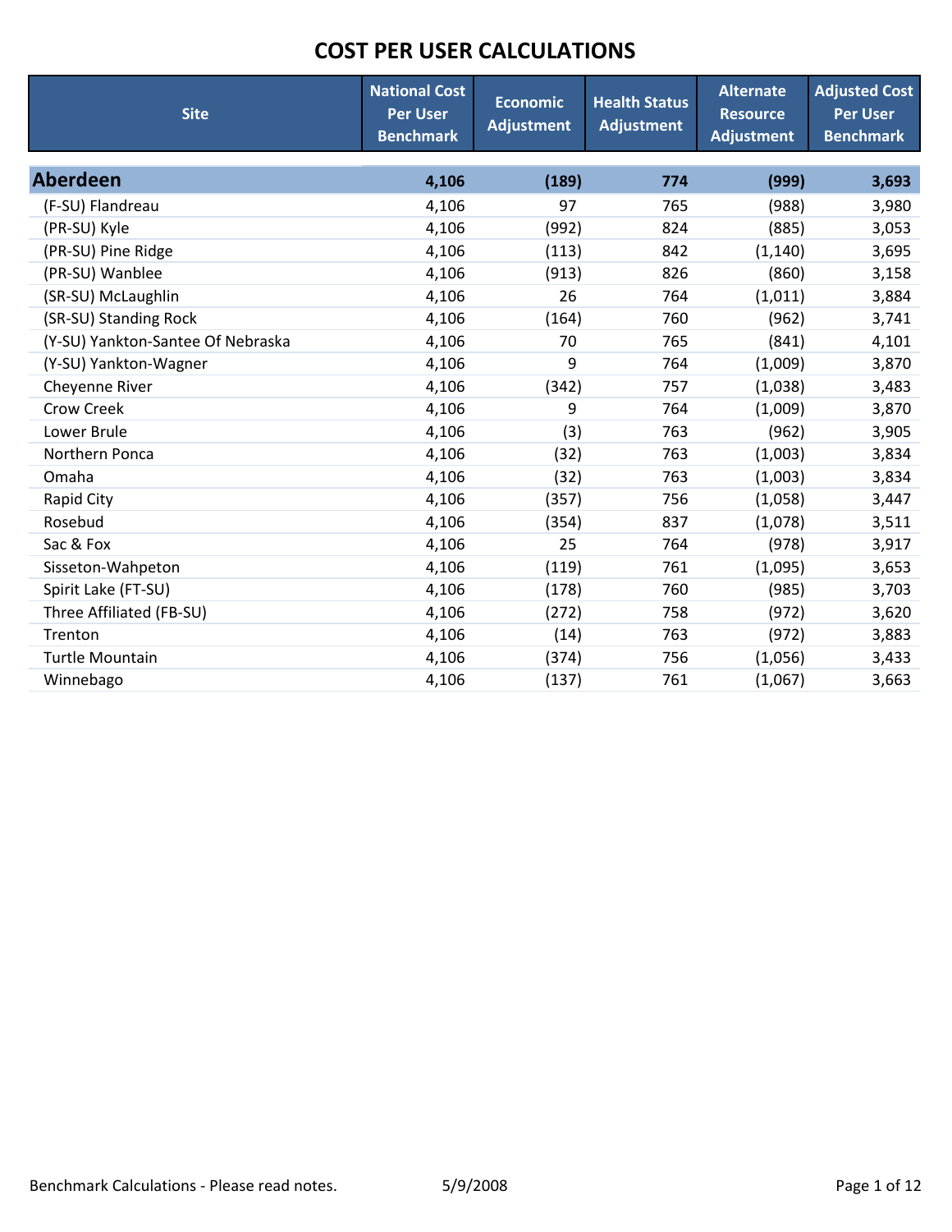# COST PER USER CALCULATIONS

| Site | National Cost Per User Benchmark | Economic Adjustment | Health Status Adjustment | Alternate Resource Adjustment | Adjusted Cost Per User Benchmark |
|---|---|---|---|---|---|
| **Aberdeen** | **4,106** | **(189)** | **774** | **(999)** | **3,693** |
| (F-SU) Flandreau | 4,106 | 97 | 765 | (988) | 3,980 |
| (PR-SU) Kyle | 4,106 | (992) | 824 | (885) | 3,053 |
| (PR-SU) Pine Ridge | 4,106 | (113) | 842 | (1,140) | 3,695 |
| (PR-SU) Wanblee | 4,106 | (913) | 826 | (860) | 3,158 |
| (SR-SU) McLaughlin | 4,106 | 26 | 764 | (1,011) | 3,884 |
| (SR-SU) Standing Rock | 4,106 | (164) | 760 | (962) | 3,741 |
| (Y-SU) Yankton-Santee Of Nebraska | 4,106 | 70 | 765 | (841) | 4,101 |
| (Y-SU) Yankton-Wagner | 4,106 | 9 | 764 | (1,009) | 3,870 |
| Cheyenne River | 4,106 | (342) | 757 | (1,038) | 3,483 |
| Crow Creek | 4,106 | 9 | 764 | (1,009) | 3,870 |
| Lower Brule | 4,106 | (3) | 763 | (962) | 3,905 |
| Northern Ponca | 4,106 | (32) | 763 | (1,003) | 3,834 |
| Omaha | 4,106 | (32) | 763 | (1,003) | 3,834 |
| Rapid City | 4,106 | (357) | 756 | (1,058) | 3,447 |
| Rosebud | 4,106 | (354) | 837 | (1,078) | 3,511 |
| Sac & Fox | 4,106 | 25 | 764 | (978) | 3,917 |
| Sisseton-Wahpeton | 4,106 | (119) | 761 | (1,095) | 3,653 |
| Spirit Lake (FT-SU) | 4,106 | (178) | 760 | (985) | 3,703 |
| Three Affiliated (FB-SU) | 4,106 | (272) | 758 | (972) | 3,620 |
| Trenton | 4,106 | (14) | 763 | (972) | 3,883 |
| Turtle Mountain | 4,106 | (374) | 756 | (1,056) | 3,433 |
| Winnebago | 4,106 | (137) | 761 | (1,067) | 3,663 |

Benchmark Calculations - Please read notes. 5/9/2008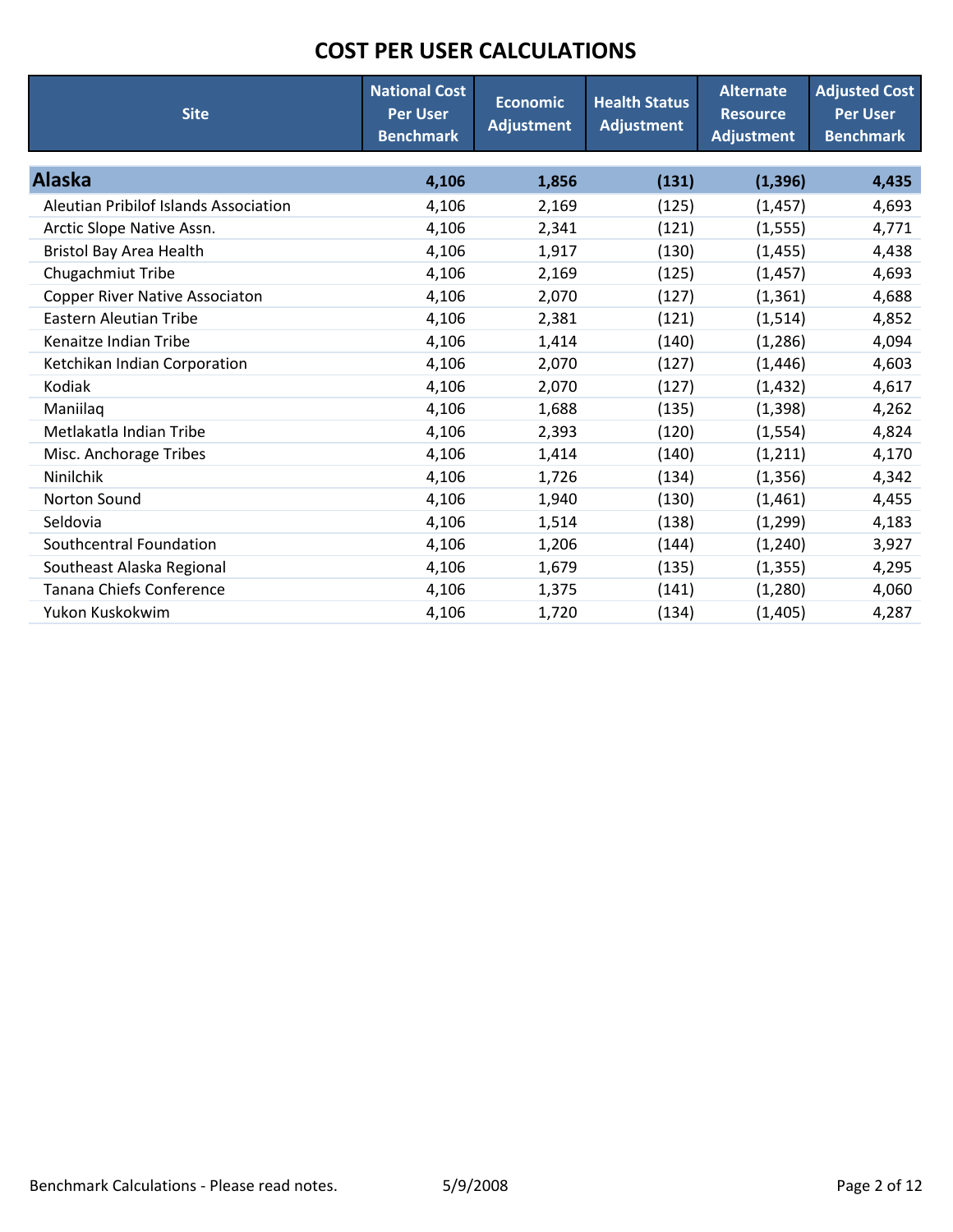# COST PER USER CALCULATIONS

| Site | National Cost Per User Benchmark | Economic Adjustment | Health Status Adjustment | Alternate Resource Adjustment | Adjusted Cost Per User Benchmark |
|---|---|---|---|---|---|
| **Alaska** | **4,106** | **1,856** | **(131)** | **(1,396)** | **4,435** |
| Aleutian Pribilof Islands Association | 4,106 | 2,169 | (125) | (1,457) | 4,693 |
| Arctic Slope Native Assn. | 4,106 | 2,341 | (121) | (1,555) | 4,771 |
| Bristol Bay Area Health | 4,106 | 1,917 | (130) | (1,455) | 4,438 |
| Chugachmiut Tribe | 4,106 | 2,169 | (125) | (1,457) | 4,693 |
| Copper River Native Associaton | 4,106 | 2,070 | (127) | (1,361) | 4,688 |
| Eastern Aleutian Tribe | 4,106 | 2,381 | (121) | (1,514) | 4,852 |
| Kenaitze Indian Tribe | 4,106 | 1,414 | (140) | (1,286) | 4,094 |
| Ketchikan Indian Corporation | 4,106 | 2,070 | (127) | (1,446) | 4,603 |
| Kodiak | 4,106 | 2,070 | (127) | (1,432) | 4,617 |
| Maniilaq | 4,106 | 1,688 | (135) | (1,398) | 4,262 |
| Metlakatla Indian Tribe | 4,106 | 2,393 | (120) | (1,554) | 4,824 |
| Misc. Anchorage Tribes | 4,106 | 1,414 | (140) | (1,211) | 4,170 |
| Ninilchik | 4,106 | 1,726 | (134) | (1,356) | 4,342 |
| Norton Sound | 4,106 | 1,940 | (130) | (1,461) | 4,455 |
| Seldovia | 4,106 | 1,514 | (138) | (1,299) | 4,183 |
| Southcentral Foundation | 4,106 | 1,206 | (144) | (1,240) | 3,927 |
| Southeast Alaska Regional | 4,106 | 1,679 | (135) | (1,355) | 4,295 |
| Tanana Chiefs Conference | 4,106 | 1,375 | (141) | (1,280) | 4,060 |
| Yukon Kuskokwim | 4,106 | 1,720 | (134) | (1,405) | 4,287 |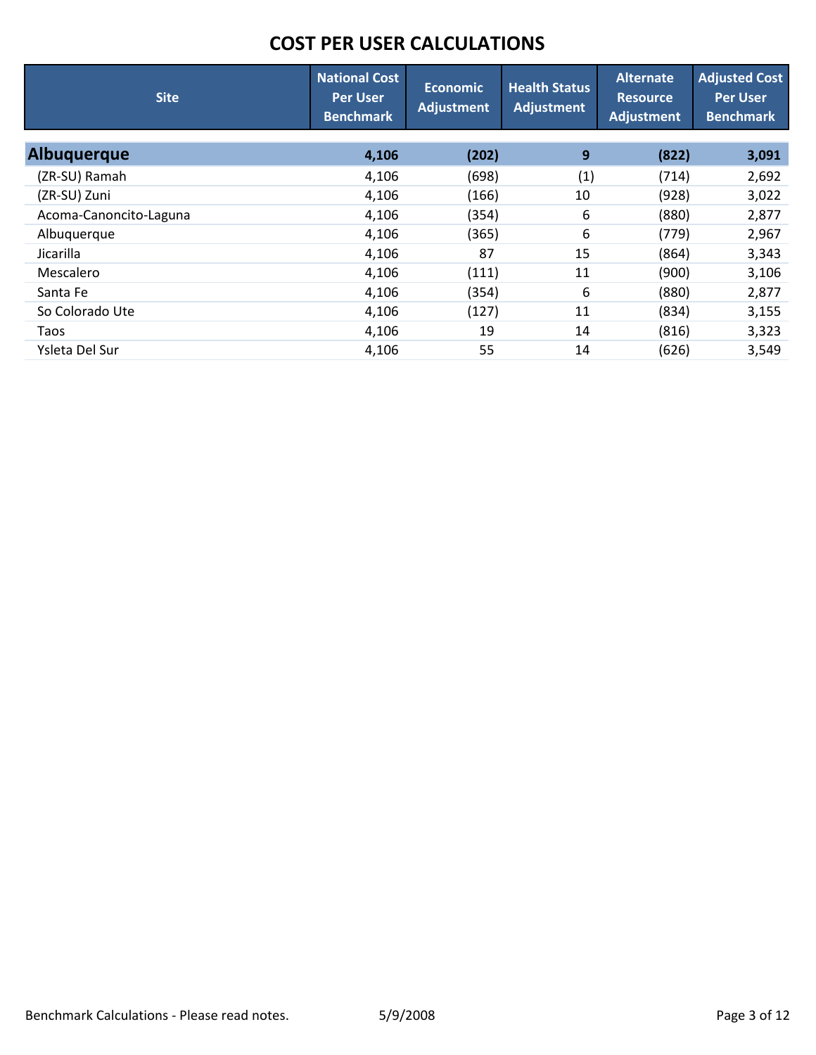# COST PER USER CALCULATIONS

| Site | National Cost Per User Benchmark | Economic Adjustment | Health Status Adjustment | Alternate Resource Adjustment | Adjusted Cost Per User Benchmark |
|---|---|---|---|---|---|
| **Albuquerque** | **4,106** | **(202)** | **9** | **(822)** | **3,091** |
| (ZR-SU) Ramah | 4,106 | (698) | (1) | (714) | 2,692 |
| (ZR-SU) Zuni | 4,106 | (166) | 10 | (928) | 3,022 |
| Acoma-Canoncito-Laguna | 4,106 | (354) | 6 | (880) | 2,877 |
| Albuquerque | 4,106 | (365) | 6 | (779) | 2,967 |
| Jicarilla | 4,106 | 87 | 15 | (864) | 3,343 |
| Mescalero | 4,106 | (111) | 11 | (900) | 3,106 |
| Santa Fe | 4,106 | (354) | 6 | (880) | 2,877 |
| So Colorado Ute | 4,106 | (127) | 11 | (834) | 3,155 |
| Taos | 4,106 | 19 | 14 | (816) | 3,323 |
| Ysleta Del Sur | 4,106 | 55 | 14 | (626) | 3,549 |

Benchmark Calculations - Please read notes. 5/9/2008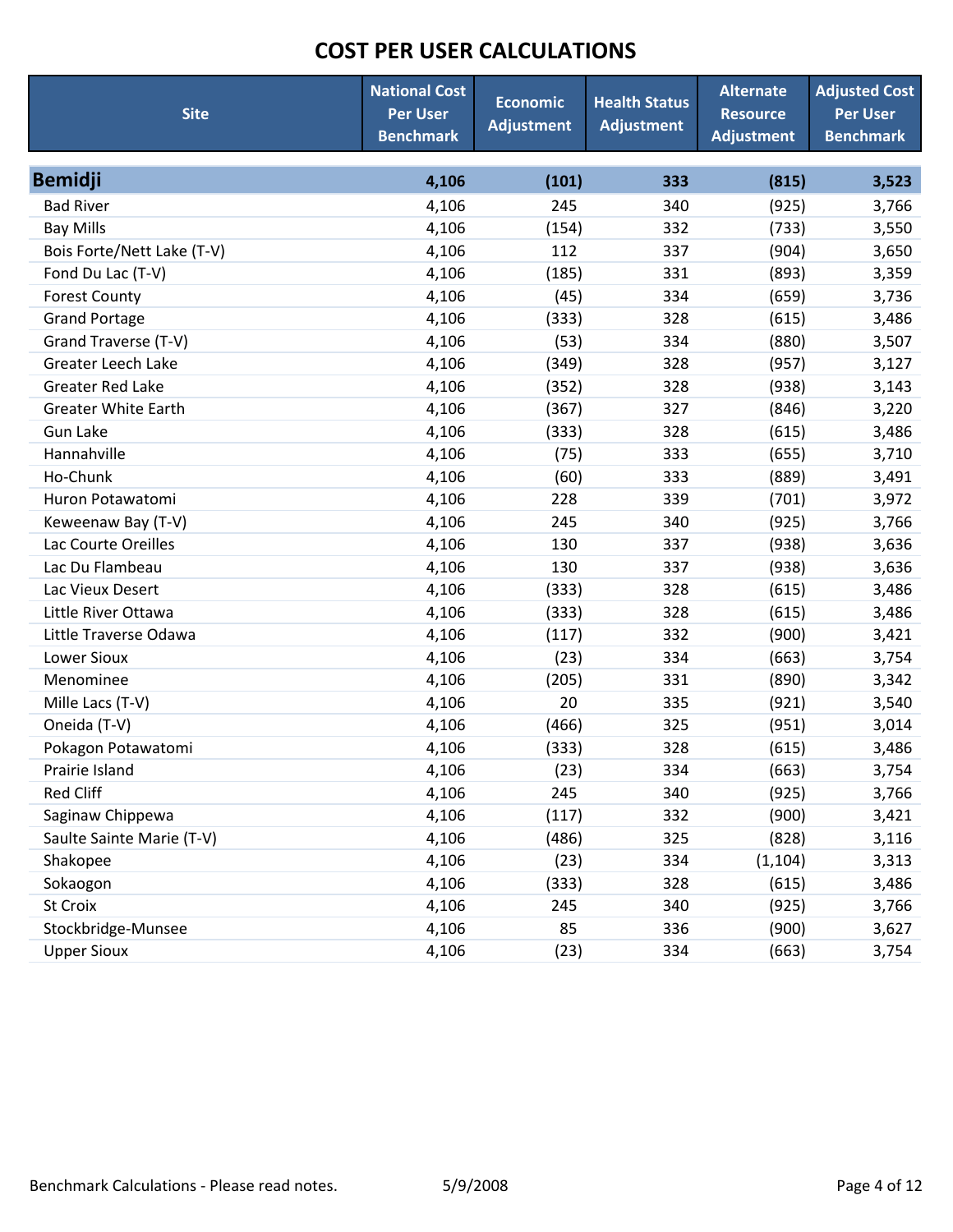# COST PER USER CALCULATIONS

| Site | National Cost Per User Benchmark | Economic Adjustment | Health Status Adjustment | Alternate Resource Adjustment | Adjusted Cost Per User Benchmark |
|---|---|---|---|---|---|
| **Bemidji** | **4,106** | **(101)** | **333** | **(815)** | **3,523** |
| Bad River | 4,106 | 245 | 340 | (925) | 3,766 |
| Bay Mills | 4,106 | (154) | 332 | (733) | 3,550 |
| Bois Forte/Nett Lake (T-V) | 4,106 | 112 | 337 | (904) | 3,650 |
| Fond Du Lac (T-V) | 4,106 | (185) | 331 | (893) | 3,359 |
| Forest County | 4,106 | (45) | 334 | (659) | 3,736 |
| Grand Portage | 4,106 | (333) | 328 | (615) | 3,486 |
| Grand Traverse (T-V) | 4,106 | (53) | 334 | (880) | 3,507 |
| Greater Leech Lake | 4,106 | (349) | 328 | (957) | 3,127 |
| Greater Red Lake | 4,106 | (352) | 328 | (938) | 3,143 |
| Greater White Earth | 4,106 | (367) | 327 | (846) | 3,220 |
| Gun Lake | 4,106 | (333) | 328 | (615) | 3,486 |
| Hannahville | 4,106 | (75) | 333 | (655) | 3,710 |
| Ho-Chunk | 4,106 | (60) | 333 | (889) | 3,491 |
| Huron Potawatomi | 4,106 | 228 | 339 | (701) | 3,972 |
| Keweenaw Bay (T-V) | 4,106 | 245 | 340 | (925) | 3,766 |
| Lac Courte Oreilles | 4,106 | 130 | 337 | (938) | 3,636 |
| Lac Du Flambeau | 4,106 | 130 | 337 | (938) | 3,636 |
| Lac Vieux Desert | 4,106 | (333) | 328 | (615) | 3,486 |
| Little River Ottawa | 4,106 | (333) | 328 | (615) | 3,486 |
| Little Traverse Odawa | 4,106 | (117) | 332 | (900) | 3,421 |
| Lower Sioux | 4,106 | (23) | 334 | (663) | 3,754 |
| Menominee | 4,106 | (205) | 331 | (890) | 3,342 |
| Mille Lacs (T-V) | 4,106 | 20 | 335 | (921) | 3,540 |
| Oneida (T-V) | 4,106 | (466) | 325 | (951) | 3,014 |
| Pokagon Potawatomi | 4,106 | (333) | 328 | (615) | 3,486 |
| Prairie Island | 4,106 | (23) | 334 | (663) | 3,754 |
| Red Cliff | 4,106 | 245 | 340 | (925) | 3,766 |
| Saginaw Chippewa | 4,106 | (117) | 332 | (900) | 3,421 |
| Saulte Sainte Marie (T-V) | 4,106 | (486) | 325 | (828) | 3,116 |
| Shakopee | 4,106 | (23) | 334 | (1,104) | 3,313 |
| Sokaogon | 4,106 | (333) | 328 | (615) | 3,486 |
| St Croix | 4,106 | 245 | 340 | (925) | 3,766 |
| Stockbridge-Munsee | 4,106 | 85 | 336 | (900) | 3,627 |
| Upper Sioux | 4,106 | (23) | 334 | (663) | 3,754 |

Benchmark Calculations - Please read notes. 5/9/2008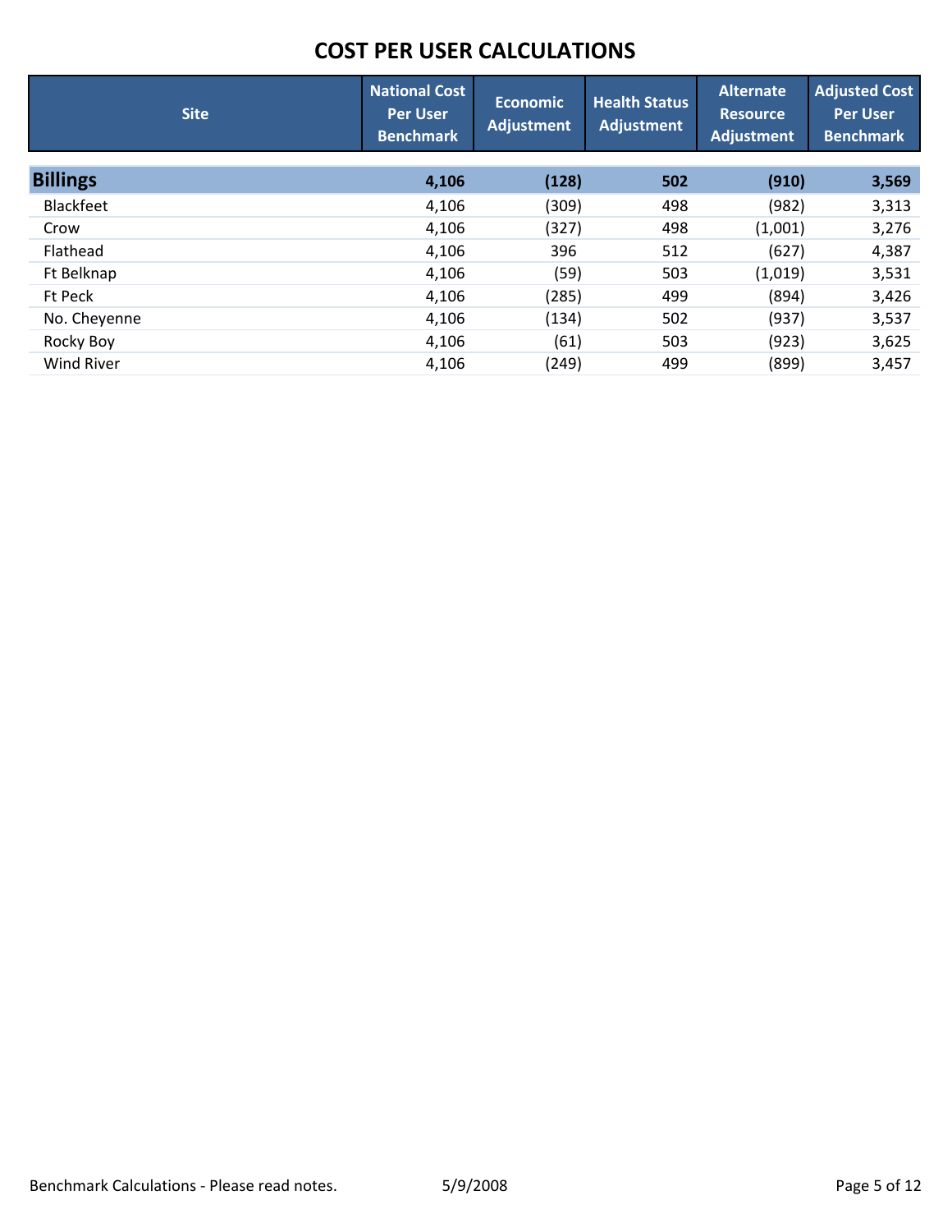# COST PER USER CALCULATIONS

| Site | National Cost Per User Benchmark | Economic Adjustment | Health Status Adjustment | Alternate Resource Adjustment | Adjusted Cost Per User Benchmark |
|---|---|---|---|---|---|
| **Billings** | **4,106** | **(128)** | **502** | **(910)** | **3,569** |
| Blackfeet | 4,106 | (309) | 498 | (982) | 3,313 |
| Crow | 4,106 | (327) | 498 | (1,001) | 3,276 |
| Flathead | 4,106 | 396 | 512 | (627) | 4,387 |
| Ft Belknap | 4,106 | (59) | 503 | (1,019) | 3,531 |
| Ft Peck | 4,106 | (285) | 499 | (894) | 3,426 |
| No. Cheyenne | 4,106 | (134) | 502 | (937) | 3,537 |
| Rocky Boy | 4,106 | (61) | 503 | (923) | 3,625 |
| Wind River | 4,106 | (249) | 499 | (899) | 3,457 |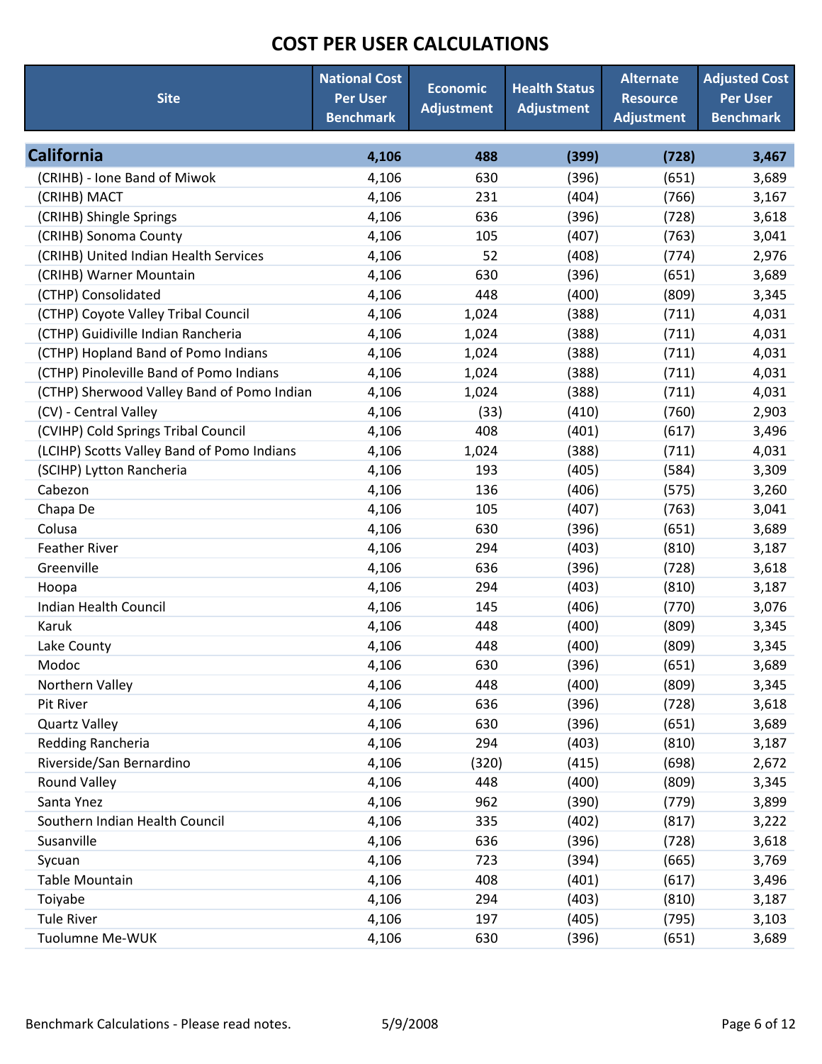# COST PER USER CALCULATIONS

| Site | National Cost Per User Benchmark | Economic Adjustment | Health Status Adjustment | Alternate Resource Adjustment | Adjusted Cost Per User Benchmark |
|---|---|---|---|---|---|
| **California** | **4,106** | **488** | **(399)** | **(728)** | **3,467** |
| (CRIHB) - Ione Band of Miwok | 4,106 | 630 | (396) | (651) | 3,689 |
| (CRIHB) MACT | 4,106 | 231 | (404) | (766) | 3,167 |
| (CRIHB) Shingle Springs | 4,106 | 636 | (396) | (728) | 3,618 |
| (CRIHB) Sonoma County | 4,106 | 105 | (407) | (763) | 3,041 |
| (CRIHB) United Indian Health Services | 4,106 | 52 | (408) | (774) | 2,976 |
| (CRIHB) Warner Mountain | 4,106 | 630 | (396) | (651) | 3,689 |
| (CTHP) Consolidated | 4,106 | 448 | (400) | (809) | 3,345 |
| (CTHP) Coyote Valley Tribal Council | 4,106 | 1,024 | (388) | (711) | 4,031 |
| (CTHP) Guidiville Indian Rancheria | 4,106 | 1,024 | (388) | (711) | 4,031 |
| (CTHP) Hopland Band of Pomo Indians | 4,106 | 1,024 | (388) | (711) | 4,031 |
| (CTHP) Pinoleville Band of Pomo Indians | 4,106 | 1,024 | (388) | (711) | 4,031 |
| (CTHP) Sherwood Valley Band of Pomo Indian | 4,106 | 1,024 | (388) | (711) | 4,031 |
| (CV) - Central Valley | 4,106 | (33) | (410) | (760) | 2,903 |
| (CVIHP) Cold Springs Tribal Council | 4,106 | 408 | (401) | (617) | 3,496 |
| (LCIHP) Scotts Valley Band of Pomo Indians | 4,106 | 1,024 | (388) | (711) | 4,031 |
| (SCIHP) Lytton Rancheria | 4,106 | 193 | (405) | (584) | 3,309 |
| Cabezon | 4,106 | 136 | (406) | (575) | 3,260 |
| Chapa De | 4,106 | 105 | (407) | (763) | 3,041 |
| Colusa | 4,106 | 630 | (396) | (651) | 3,689 |
| Feather River | 4,106 | 294 | (403) | (810) | 3,187 |
| Greenville | 4,106 | 636 | (396) | (728) | 3,618 |
| Hoopa | 4,106 | 294 | (403) | (810) | 3,187 |
| Indian Health Council | 4,106 | 145 | (406) | (770) | 3,076 |
| Karuk | 4,106 | 448 | (400) | (809) | 3,345 |
| Lake County | 4,106 | 448 | (400) | (809) | 3,345 |
| Modoc | 4,106 | 630 | (396) | (651) | 3,689 |
| Northern Valley | 4,106 | 448 | (400) | (809) | 3,345 |
| Pit River | 4,106 | 636 | (396) | (728) | 3,618 |
| Quartz Valley | 4,106 | 630 | (396) | (651) | 3,689 |
| Redding Rancheria | 4,106 | 294 | (403) | (810) | 3,187 |
| Riverside/San Bernardino | 4,106 | (320) | (415) | (698) | 2,672 |
| Round Valley | 4,106 | 448 | (400) | (809) | 3,345 |
| Santa Ynez | 4,106 | 962 | (390) | (779) | 3,899 |
| Southern Indian Health Council | 4,106 | 335 | (402) | (817) | 3,222 |
| Susanville | 4,106 | 636 | (396) | (728) | 3,618 |
| Sycuan | 4,106 | 723 | (394) | (665) | 3,769 |
| Table Mountain | 4,106 | 408 | (401) | (617) | 3,496 |
| Toiyabe | 4,106 | 294 | (403) | (810) | 3,187 |
| Tule River | 4,106 | 197 | (405) | (795) | 3,103 |
| Tuolumne Me-WUK | 4,106 | 630 | (396) | (651) | 3,689 |

Benchmark Calculations - Please read notes. 5/9/2008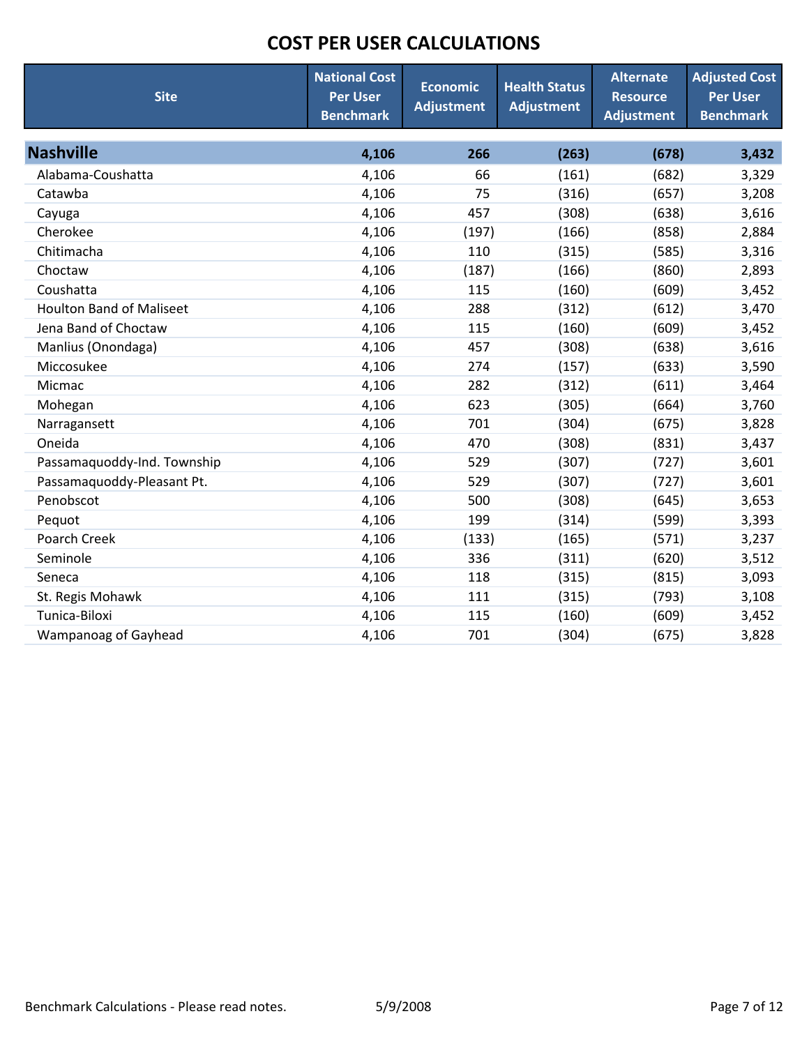# COST PER USER CALCULATIONS

| Site | National Cost Per User Benchmark | Economic Adjustment | Health Status Adjustment | Alternate Resource Adjustment | Adjusted Cost Per User Benchmark |
|---|---|---|---|---|---|
| **Nashville** | **4,106** | **266** | **(263)** | **(678)** | **3,432** |
| Alabama-Coushatta | 4,106 | 66 | (161) | (682) | 3,329 |
| Catawba | 4,106 | 75 | (316) | (657) | 3,208 |
| Cayuga | 4,106 | 457 | (308) | (638) | 3,616 |
| Cherokee | 4,106 | (197) | (166) | (858) | 2,884 |
| Chitimacha | 4,106 | 110 | (315) | (585) | 3,316 |
| Choctaw | 4,106 | (187) | (166) | (860) | 2,893 |
| Coushatta | 4,106 | 115 | (160) | (609) | 3,452 |
| Houlton Band of Maliseet | 4,106 | 288 | (312) | (612) | 3,470 |
| Jena Band of Choctaw | 4,106 | 115 | (160) | (609) | 3,452 |
| Manlius (Onondaga) | 4,106 | 457 | (308) | (638) | 3,616 |
| Miccosukee | 4,106 | 274 | (157) | (633) | 3,590 |
| Micmac | 4,106 | 282 | (312) | (611) | 3,464 |
| Mohegan | 4,106 | 623 | (305) | (664) | 3,760 |
| Narragansett | 4,106 | 701 | (304) | (675) | 3,828 |
| Oneida | 4,106 | 470 | (308) | (831) | 3,437 |
| Passamaquoddy-Ind. Township | 4,106 | 529 | (307) | (727) | 3,601 |
| Passamaquoddy-Pleasant Pt. | 4,106 | 529 | (307) | (727) | 3,601 |
| Penobscot | 4,106 | 500 | (308) | (645) | 3,653 |
| Pequot | 4,106 | 199 | (314) | (599) | 3,393 |
| Poarch Creek | 4,106 | (133) | (165) | (571) | 3,237 |
| Seminole | 4,106 | 336 | (311) | (620) | 3,512 |
| Seneca | 4,106 | 118 | (315) | (815) | 3,093 |
| St. Regis Mohawk | 4,106 | 111 | (315) | (793) | 3,108 |
| Tunica-Biloxi | 4,106 | 115 | (160) | (609) | 3,452 |
| Wampanoag of Gayhead | 4,106 | 701 | (304) | (675) | 3,828 |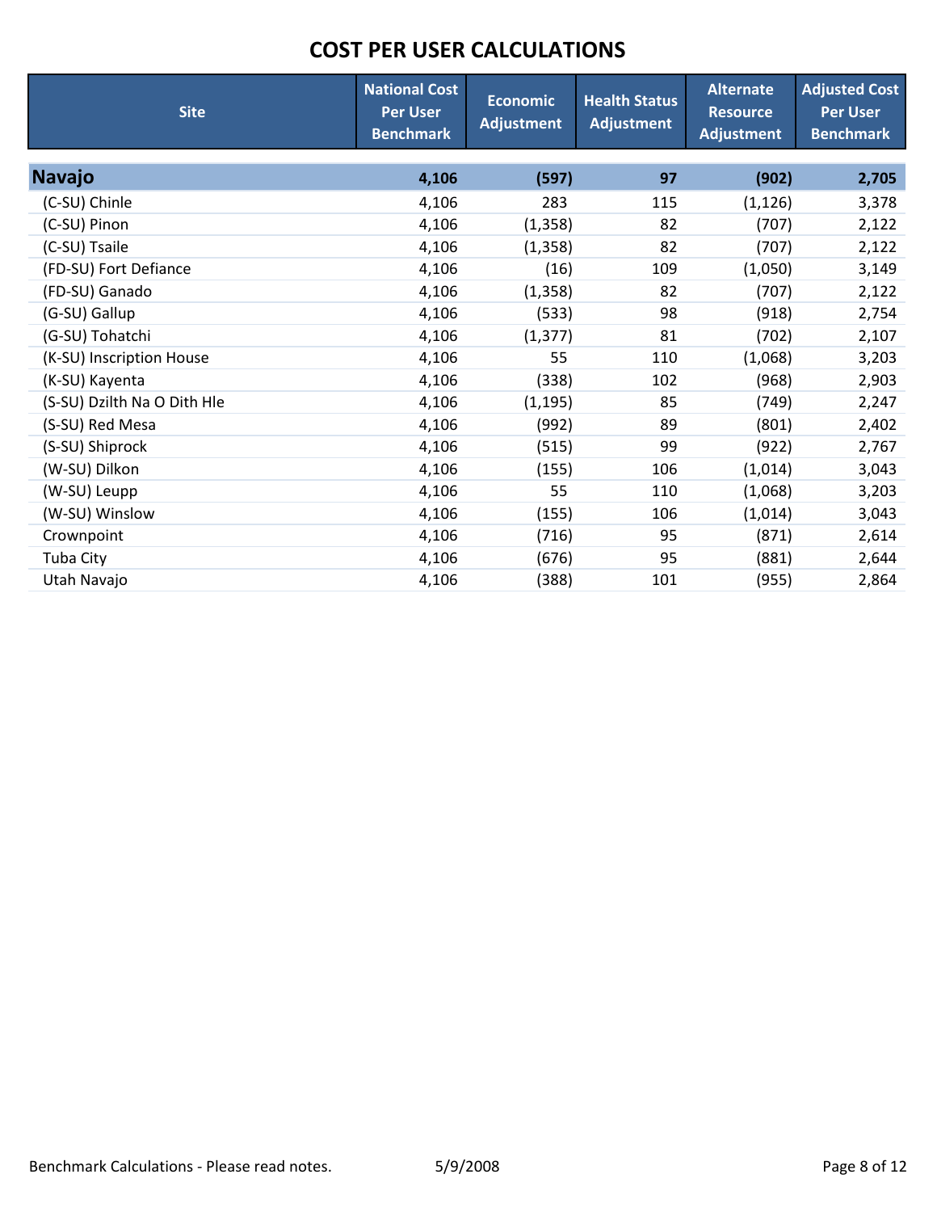# COST PER USER CALCULATIONS

| Site | National Cost Per User Benchmark | Economic Adjustment | Health Status Adjustment | Alternate Resource Adjustment | Adjusted Cost Per User Benchmark |
|---|---|---|---|---|---|
| **Navajo** | **4,106** | **(597)** | **97** | **(902)** | **2,705** |
| (C-SU) Chinle | 4,106 | 283 | 115 | (1,126) | 3,378 |
| (C-SU) Pinon | 4,106 | (1,358) | 82 | (707) | 2,122 |
| (C-SU) Tsaile | 4,106 | (1,358) | 82 | (707) | 2,122 |
| (FD-SU) Fort Defiance | 4,106 | (16) | 109 | (1,050) | 3,149 |
| (FD-SU) Ganado | 4,106 | (1,358) | 82 | (707) | 2,122 |
| (G-SU) Gallup | 4,106 | (533) | 98 | (918) | 2,754 |
| (G-SU) Tohatchi | 4,106 | (1,377) | 81 | (702) | 2,107 |
| (K-SU) Inscription House | 4,106 | 55 | 110 | (1,068) | 3,203 |
| (K-SU) Kayenta | 4,106 | (338) | 102 | (968) | 2,903 |
| (S-SU) Dzilth Na O Dith Hle | 4,106 | (1,195) | 85 | (749) | 2,247 |
| (S-SU) Red Mesa | 4,106 | (992) | 89 | (801) | 2,402 |
| (S-SU) Shiprock | 4,106 | (515) | 99 | (922) | 2,767 |
| (W-SU) Dilkon | 4,106 | (155) | 106 | (1,014) | 3,043 |
| (W-SU) Leupp | 4,106 | 55 | 110 | (1,068) | 3,203 |
| (W-SU) Winslow | 4,106 | (155) | 106 | (1,014) | 3,043 |
| Crownpoint | 4,106 | (716) | 95 | (871) | 2,614 |
| Tuba City | 4,106 | (676) | 95 | (881) | 2,644 |
| Utah Navajo | 4,106 | (388) | 101 | (955) | 2,864 |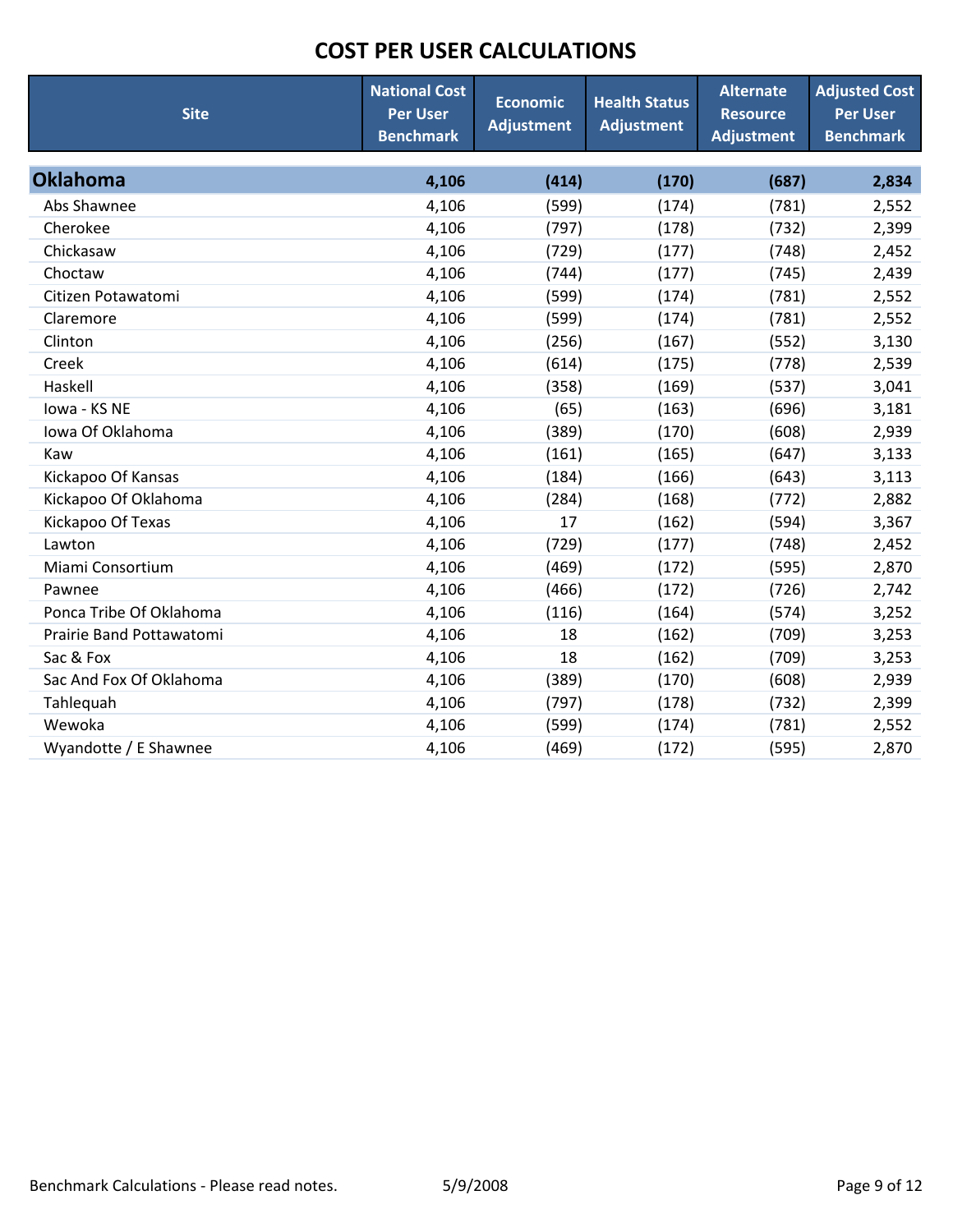# COST PER USER CALCULATIONS

| Site | National Cost Per User Benchmark | Economic Adjustment | Health Status Adjustment | Alternate Resource Adjustment | Adjusted Cost Per User Benchmark |
|---|---|---|---|---|---|
| **Oklahoma** | **4,106** | **(414)** | **(170)** | **(687)** | **2,834** |
| Abs Shawnee | 4,106 | (599) | (174) | (781) | 2,552 |
| Cherokee | 4,106 | (797) | (178) | (732) | 2,399 |
| Chickasaw | 4,106 | (729) | (177) | (748) | 2,452 |
| Choctaw | 4,106 | (744) | (177) | (745) | 2,439 |
| Citizen Potawatomi | 4,106 | (599) | (174) | (781) | 2,552 |
| Claremore | 4,106 | (599) | (174) | (781) | 2,552 |
| Clinton | 4,106 | (256) | (167) | (552) | 3,130 |
| Creek | 4,106 | (614) | (175) | (778) | 2,539 |
| Haskell | 4,106 | (358) | (169) | (537) | 3,041 |
| Iowa - KS NE | 4,106 | (65) | (163) | (696) | 3,181 |
| Iowa Of Oklahoma | 4,106 | (389) | (170) | (608) | 2,939 |
| Kaw | 4,106 | (161) | (165) | (647) | 3,133 |
| Kickapoo Of Kansas | 4,106 | (184) | (166) | (643) | 3,113 |
| Kickapoo Of Oklahoma | 4,106 | (284) | (168) | (772) | 2,882 |
| Kickapoo Of Texas | 4,106 | 17 | (162) | (594) | 3,367 |
| Lawton | 4,106 | (729) | (177) | (748) | 2,452 |
| Miami Consortium | 4,106 | (469) | (172) | (595) | 2,870 |
| Pawnee | 4,106 | (466) | (172) | (726) | 2,742 |
| Ponca Tribe Of Oklahoma | 4,106 | (116) | (164) | (574) | 3,252 |
| Prairie Band Pottawatomi | 4,106 | 18 | (162) | (709) | 3,253 |
| Sac & Fox | 4,106 | 18 | (162) | (709) | 3,253 |
| Sac And Fox Of Oklahoma | 4,106 | (389) | (170) | (608) | 2,939 |
| Tahlequah | 4,106 | (797) | (178) | (732) | 2,399 |
| Wewoka | 4,106 | (599) | (174) | (781) | 2,552 |
| Wyandotte / E Shawnee | 4,106 | (469) | (172) | (595) | 2,870 |

Benchmark Calculations - Please read notes. 5/9/2008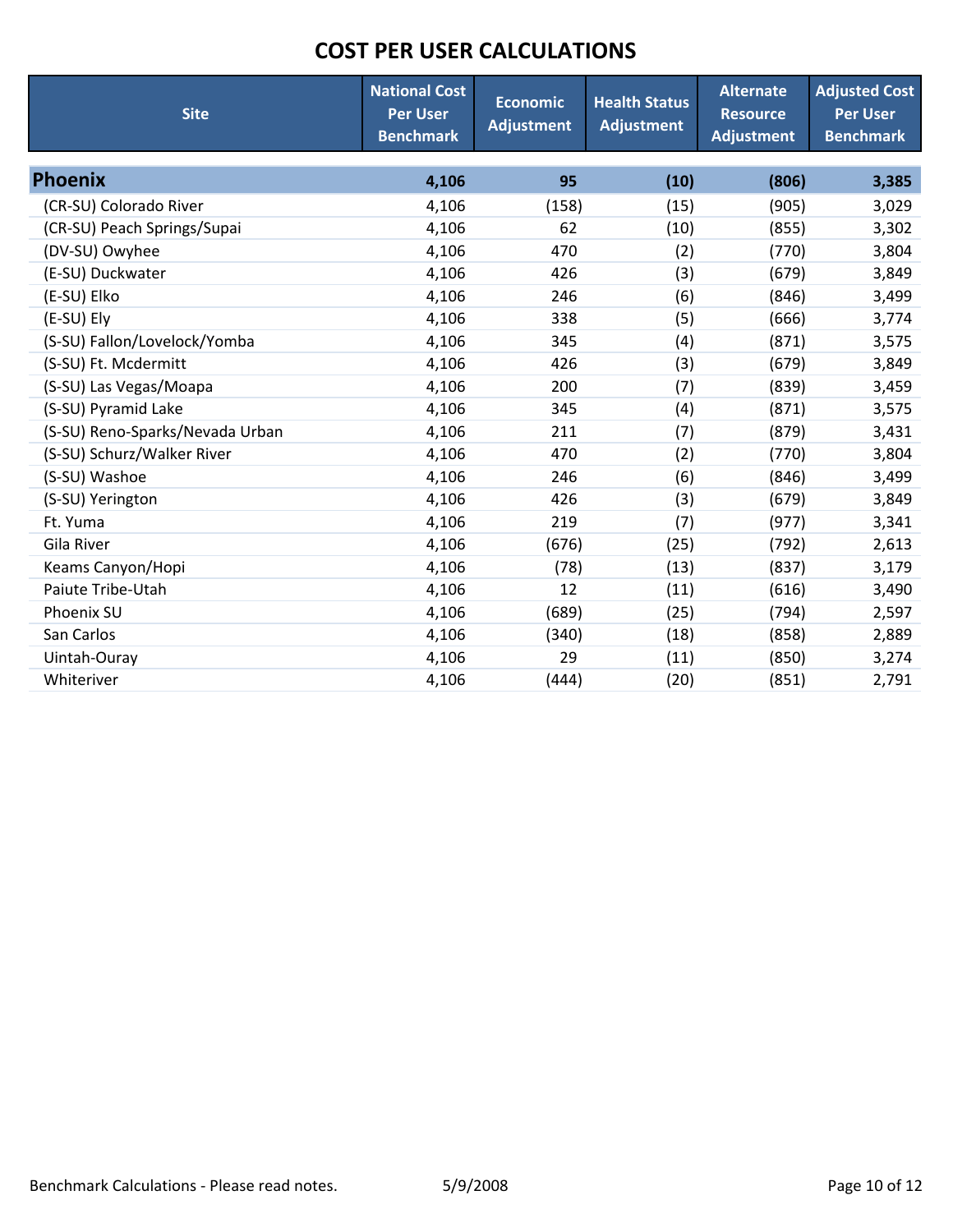# COST PER USER CALCULATIONS

| Site | National Cost Per User Benchmark | Economic Adjustment | Health Status Adjustment | Alternate Resource Adjustment | Adjusted Cost Per User Benchmark |
|---|---|---|---|---|---|
| **Phoenix** | **4,106** | **95** | **(10)** | **(806)** | **3,385** |
| (CR-SU) Colorado River | 4,106 | (158) | (15) | (905) | 3,029 |
| (CR-SU) Peach Springs/Supai | 4,106 | 62 | (10) | (855) | 3,302 |
| (DV-SU) Owyhee | 4,106 | 470 | (2) | (770) | 3,804 |
| (E-SU) Duckwater | 4,106 | 426 | (3) | (679) | 3,849 |
| (E-SU) Elko | 4,106 | 246 | (6) | (846) | 3,499 |
| (E-SU) Ely | 4,106 | 338 | (5) | (666) | 3,774 |
| (S-SU) Fallon/Lovelock/Yomba | 4,106 | 345 | (4) | (871) | 3,575 |
| (S-SU) Ft. Mcdermitt | 4,106 | 426 | (3) | (679) | 3,849 |
| (S-SU) Las Vegas/Moapa | 4,106 | 200 | (7) | (839) | 3,459 |
| (S-SU) Pyramid Lake | 4,106 | 345 | (4) | (871) | 3,575 |
| (S-SU) Reno-Sparks/Nevada Urban | 4,106 | 211 | (7) | (879) | 3,431 |
| (S-SU) Schurz/Walker River | 4,106 | 470 | (2) | (770) | 3,804 |
| (S-SU) Washoe | 4,106 | 246 | (6) | (846) | 3,499 |
| (S-SU) Yerington | 4,106 | 426 | (3) | (679) | 3,849 |
| Ft. Yuma | 4,106 | 219 | (7) | (977) | 3,341 |
| Gila River | 4,106 | (676) | (25) | (792) | 2,613 |
| Keams Canyon/Hopi | 4,106 | (78) | (13) | (837) | 3,179 |
| Paiute Tribe-Utah | 4,106 | 12 | (11) | (616) | 3,490 |
| Phoenix SU | 4,106 | (689) | (25) | (794) | 2,597 |
| San Carlos | 4,106 | (340) | (18) | (858) | 2,889 |
| Uintah-Ouray | 4,106 | 29 | (11) | (850) | 3,274 |
| Whiteriver | 4,106 | (444) | (20) | (851) | 2,791 |

Benchmark Calculations - Please read notes. 5/9/2008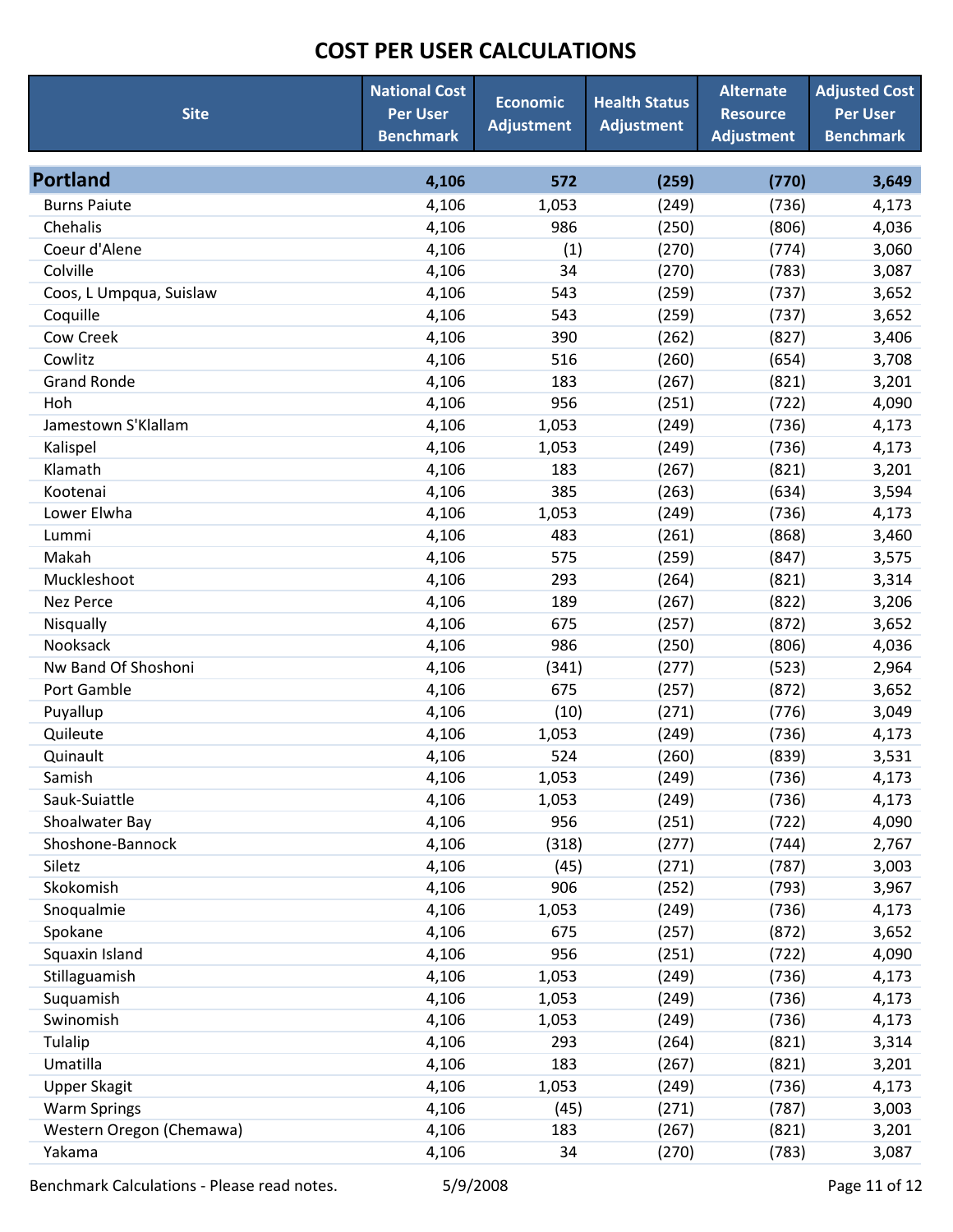# COST PER USER CALCULATIONS

| Site | National Cost Per User Benchmark | Economic Adjustment | Health Status Adjustment | Alternate Resource Adjustment | Adjusted Cost Per User Benchmark |
|---|---|---|---|---|---|
| **Portland** | **4,106** | **572** | **(259)** | **(770)** | **3,649** |
| Burns Paiute | 4,106 | 1,053 | (249) | (736) | 4,173 |
| Chehalis | 4,106 | 986 | (250) | (806) | 4,036 |
| Coeur d'Alene | 4,106 | (1) | (270) | (774) | 3,060 |
| Colville | 4,106 | 34 | (270) | (783) | 3,087 |
| Coos, L Umpqua, Suislaw | 4,106 | 543 | (259) | (737) | 3,652 |
| Coquille | 4,106 | 543 | (259) | (737) | 3,652 |
| Cow Creek | 4,106 | 390 | (262) | (827) | 3,406 |
| Cowlitz | 4,106 | 516 | (260) | (654) | 3,708 |
| Grand Ronde | 4,106 | 183 | (267) | (821) | 3,201 |
| Hoh | 4,106 | 956 | (251) | (722) | 4,090 |
| Jamestown S'Klallam | 4,106 | 1,053 | (249) | (736) | 4,173 |
| Kalispel | 4,106 | 1,053 | (249) | (736) | 4,173 |
| Klamath | 4,106 | 183 | (267) | (821) | 3,201 |
| Kootenai | 4,106 | 385 | (263) | (634) | 3,594 |
| Lower Elwha | 4,106 | 1,053 | (249) | (736) | 4,173 |
| Lummi | 4,106 | 483 | (261) | (868) | 3,460 |
| Makah | 4,106 | 575 | (259) | (847) | 3,575 |
| Muckleshoot | 4,106 | 293 | (264) | (821) | 3,314 |
| Nez Perce | 4,106 | 189 | (267) | (822) | 3,206 |
| Nisqually | 4,106 | 675 | (257) | (872) | 3,652 |
| Nooksack | 4,106 | 986 | (250) | (806) | 4,036 |
| Nw Band Of Shoshoni | 4,106 | (341) | (277) | (523) | 2,964 |
| Port Gamble | 4,106 | 675 | (257) | (872) | 3,652 |
| Puyallup | 4,106 | (10) | (271) | (776) | 3,049 |
| Quileute | 4,106 | 1,053 | (249) | (736) | 4,173 |
| Quinault | 4,106 | 524 | (260) | (839) | 3,531 |
| Samish | 4,106 | 1,053 | (249) | (736) | 4,173 |
| Sauk-Suiattle | 4,106 | 1,053 | (249) | (736) | 4,173 |
| Shoalwater Bay | 4,106 | 956 | (251) | (722) | 4,090 |
| Shoshone-Bannock | 4,106 | (318) | (277) | (744) | 2,767 |
| Siletz | 4,106 | (45) | (271) | (787) | 3,003 |
| Skokomish | 4,106 | 906 | (252) | (793) | 3,967 |
| Snoqualmie | 4,106 | 1,053 | (249) | (736) | 4,173 |
| Spokane | 4,106 | 675 | (257) | (872) | 3,652 |
| Squaxin Island | 4,106 | 956 | (251) | (722) | 4,090 |
| Stillaguamish | 4,106 | 1,053 | (249) | (736) | 4,173 |
| Suquamish | 4,106 | 1,053 | (249) | (736) | 4,173 |
| Swinomish | 4,106 | 1,053 | (249) | (736) | 4,173 |
| Tulalip | 4,106 | 293 | (264) | (821) | 3,314 |
| Umatilla | 4,106 | 183 | (267) | (821) | 3,201 |
| Upper Skagit | 4,106 | 1,053 | (249) | (736) | 4,173 |
| Warm Springs | 4,106 | (45) | (271) | (787) | 3,003 |
| Western Oregon (Chemawa) | 4,106 | 183 | (267) | (821) | 3,201 |
| Yakama | 4,106 | 34 | (270) | (783) | 3,087 |

Benchmark Calculations - Please read notes. 5/9/2008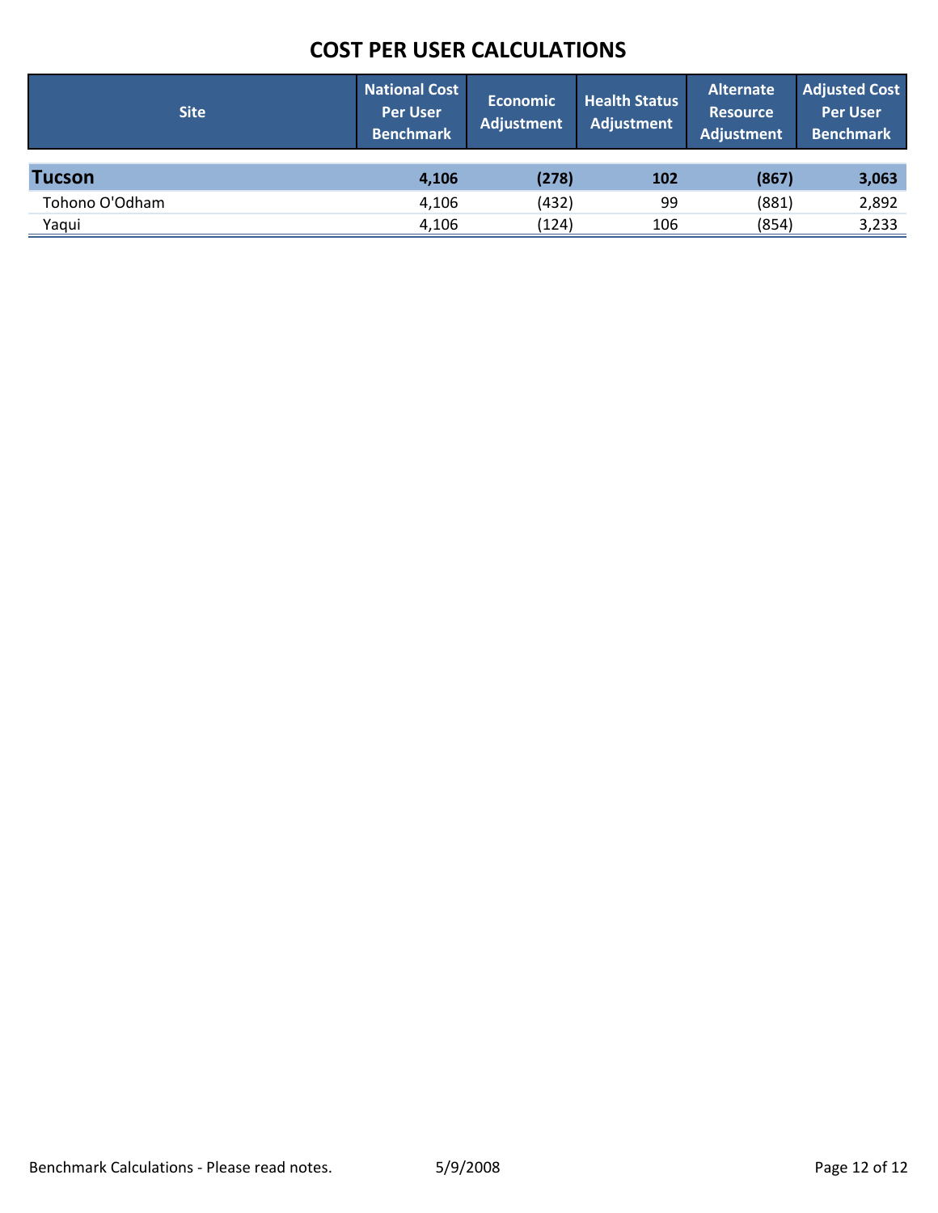# COST PER USER CALCULATIONS

| Site | National Cost Per User Benchmark | Economic Adjustment | Health Status Adjustment | Alternate Resource Adjustment | Adjusted Cost Per User Benchmark |
|---|---|---|---|---|---|
| **Tucson** | **4,106** | **(278)** | **102** | **(867)** | **3,063** |
| Tohono O'Odham | 4,106 | (432) | 99 | (881) | 2,892 |
| Yaqui | 4,106 | (124) | 106 | (854) | 3,233 |

Benchmark Calculations - Please read notes. 5/9/2008